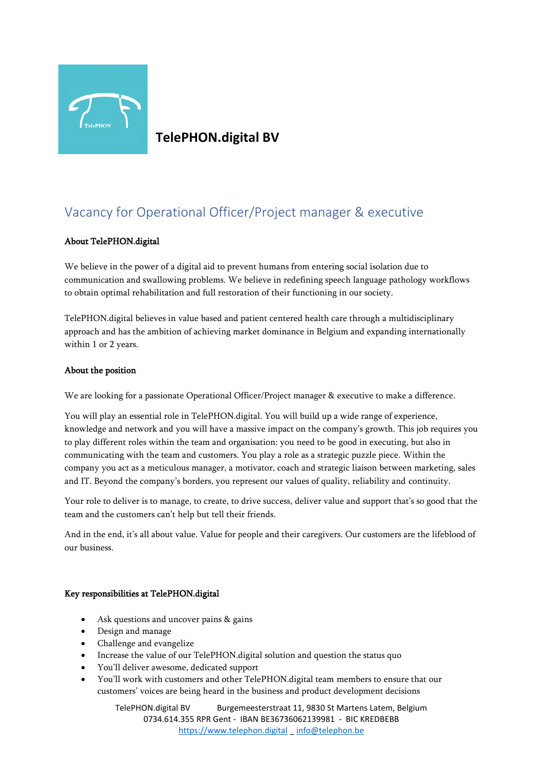# TelePHON.digital BV

## Vacancy for Operational Officer/Project manager & executive

**About TelePHON.digital**

We believe in the power of a digital aid to prevent humans from entering social isolation due to communication and swallowing problems. We believe in redefining speech language pathology workflows to obtain optimal rehabilitation and full restoration of their functioning in our society.

TelePHON.digital believes in value based and patient centered health care through a multidisciplinary approach and has the ambition of achieving market dominance in Belgium and expanding internationally within 1 or 2 years.

**About the position**

We are looking for a passionate Operational Officer/Project manager & executive to make a difference.

You will play an essential role in TelePHON.digital. You will build up a wide range of experience, knowledge and network and you will have a massive impact on the company's growth. This job requires you to play different roles within the team and organisation: you need to be good in executing, but also in communicating with the team and customers. You play a role as a strategic puzzle piece. Within the company you act as a meticulous manager, a motivator, coach and strategic liaison between marketing, sales and IT. Beyond the company's borders, you represent our values of quality, reliability and continuity.

Your role to deliver is to manage, to create, to drive success, deliver value and support that's so good that the team and the customers can't help but tell their friends.

And in the end, it's all about value. Value for people and their caregivers. Our customers are the lifeblood of our business.

**Key responsibilities at TelePHON.digital**

- Ask questions and uncover pains & gains
- Design and manage
- Challenge and evangelize
- Increase the value of our TelePHON.digital solution and question the status quo
- You'll deliver awesome, dedicated support
- You'll work with customers and other TelePHON.digital team members to ensure that our customers' voices are being heard in the business and product development decisions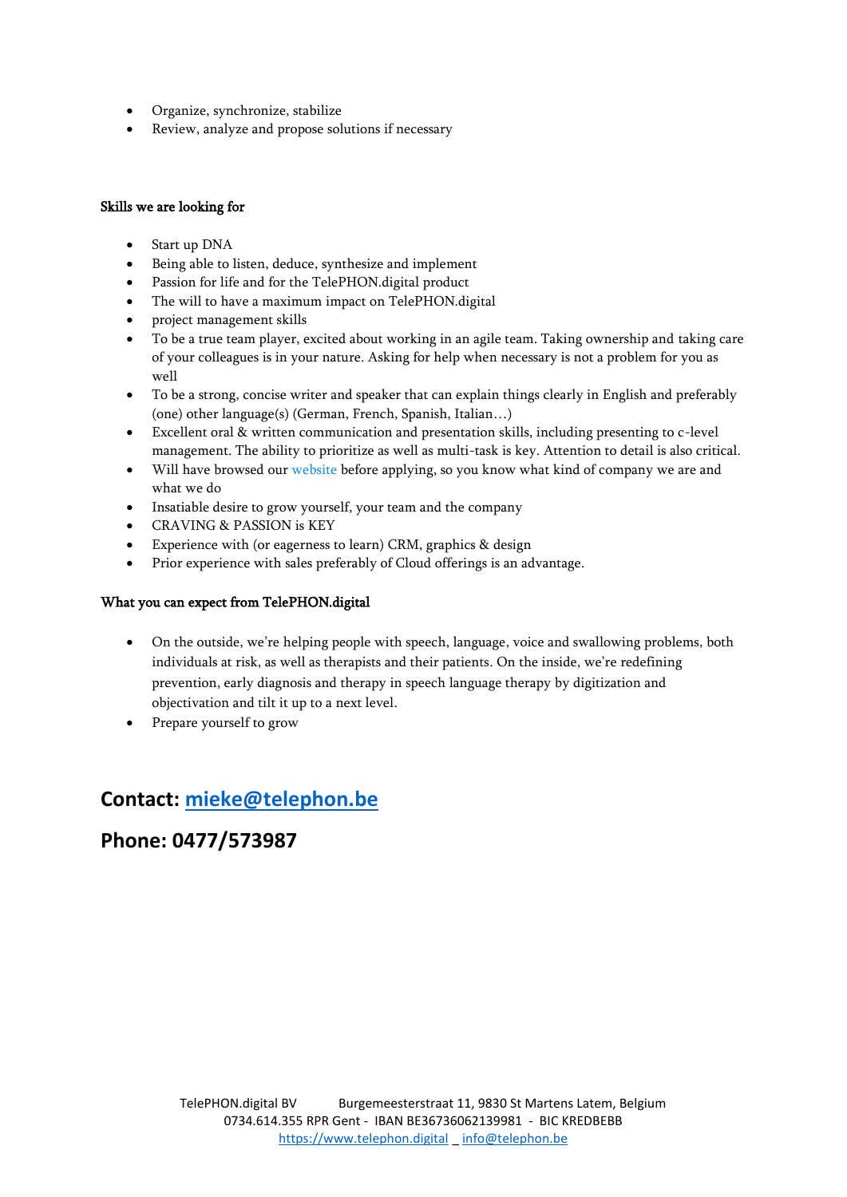- Organize, synchronize, stabilize
- Review, analyze and propose solutions if necessary

**Skills we are looking for**

- Start up DNA
- Being able to listen, deduce, synthesize and implement
- Passion for life and for the TelePHON.digital product
- The will to have a maximum impact on TelePHON.digital
- project management skills
- To be a true team player, excited about working in an agile team. Taking ownership and taking care of your colleagues is in your nature. Asking for help when necessary is not a problem for you as well
- To be a strong, concise writer and speaker that can explain things clearly in English and preferably (one) other language(s) (German, French, Spanish, Italian…)
- Excellent oral & written communication and presentation skills, including presenting to c-level management. The ability to prioritize as well as multi-task is key. Attention to detail is also critical.
- Will have browsed our website before applying, so you know what kind of company we are and what we do
- Insatiable desire to grow yourself, your team and the company
- CRAVING & PASSION is KEY
- Experience with (or eagerness to learn) CRM, graphics & design
- Prior experience with sales preferably of Cloud offerings is an advantage.

**What you can expect from TelePHON.digital**

- On the outside, we're helping people with speech, language, voice and swallowing problems, both individuals at risk, as well as therapists and their patients. On the inside, we're redefining prevention, early diagnosis and therapy in speech language therapy by digitization and objectivation and tilt it up to a next level.
- Prepare yourself to grow

## Contact: mieke@telephon.be

## Phone: 0477/573987

TelePHON.digital BV Burgemeesterstraat 11, 9830 St Martens Latem, Belgium
0734.614.355 RPR Gent - IBAN BE36736062139981 - BIC KREDBEBB
https://www.telephon.digital _ info@telephon.be